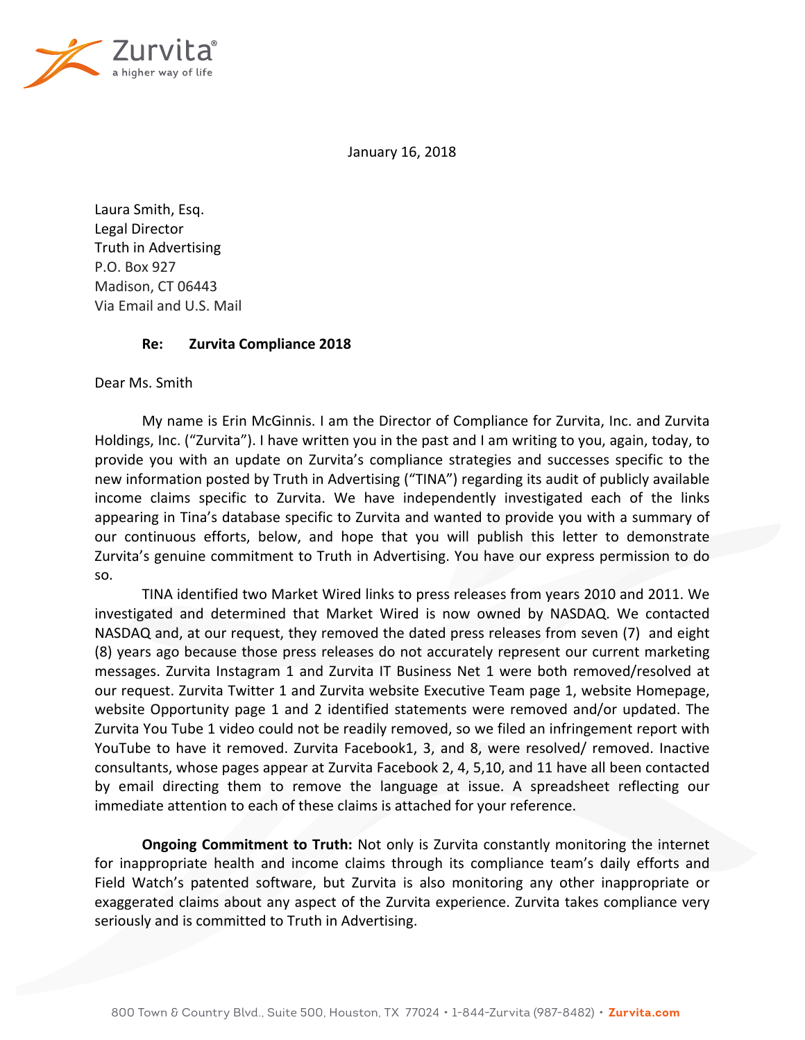Zurvita®
a higher way of life

January 16, 2018

Laura Smith, Esq.
Legal Director
Truth in Advertising
P.O. Box 927
Madison, CT 06443
Via Email and U.S. Mail

**Re: Zurvita Compliance 2018**

Dear Ms. Smith

My name is Erin McGinnis. I am the Director of Compliance for Zurvita, Inc. and Zurvita Holdings, Inc. ("Zurvita"). I have written you in the past and I am writing to you, again, today, to provide you with an update on Zurvita's compliance strategies and successes specific to the new information posted by Truth in Advertising ("TINA") regarding its audit of publicly available income claims specific to Zurvita. We have independently investigated each of the links appearing in Tina's database specific to Zurvita and wanted to provide you with a summary of our continuous efforts, below, and hope that you will publish this letter to demonstrate Zurvita's genuine commitment to Truth in Advertising. You have our express permission to do so.

TINA identified two Market Wired links to press releases from years 2010 and 2011. We investigated and determined that Market Wired is now owned by NASDAQ. We contacted NASDAQ and, at our request, they removed the dated press releases from seven (7) and eight (8) years ago because those press releases do not accurately represent our current marketing messages. Zurvita Instagram 1 and Zurvita IT Business Net 1 were both removed/resolved at our request. Zurvita Twitter 1 and Zurvita website Executive Team page 1, website Homepage, website Opportunity page 1 and 2 identified statements were removed and/or updated. The Zurvita You Tube 1 video could not be readily removed, so we filed an infringement report with YouTube to have it removed. Zurvita Facebook1, 3, and 8, were resolved/ removed. Inactive consultants, whose pages appear at Zurvita Facebook 2, 4, 5,10, and 11 have all been contacted by email directing them to remove the language at issue. A spreadsheet reflecting our immediate attention to each of these claims is attached for your reference.

**Ongoing Commitment to Truth:** Not only is Zurvita constantly monitoring the internet for inappropriate health and income claims through its compliance team's daily efforts and Field Watch's patented software, but Zurvita is also monitoring any other inappropriate or exaggerated claims about any aspect of the Zurvita experience. Zurvita takes compliance very seriously and is committed to Truth in Advertising.

800 Town & Country Blvd., Suite 500, Houston, TX 77024 • 1-844-Zurvita (987-8482) • Zurvita.com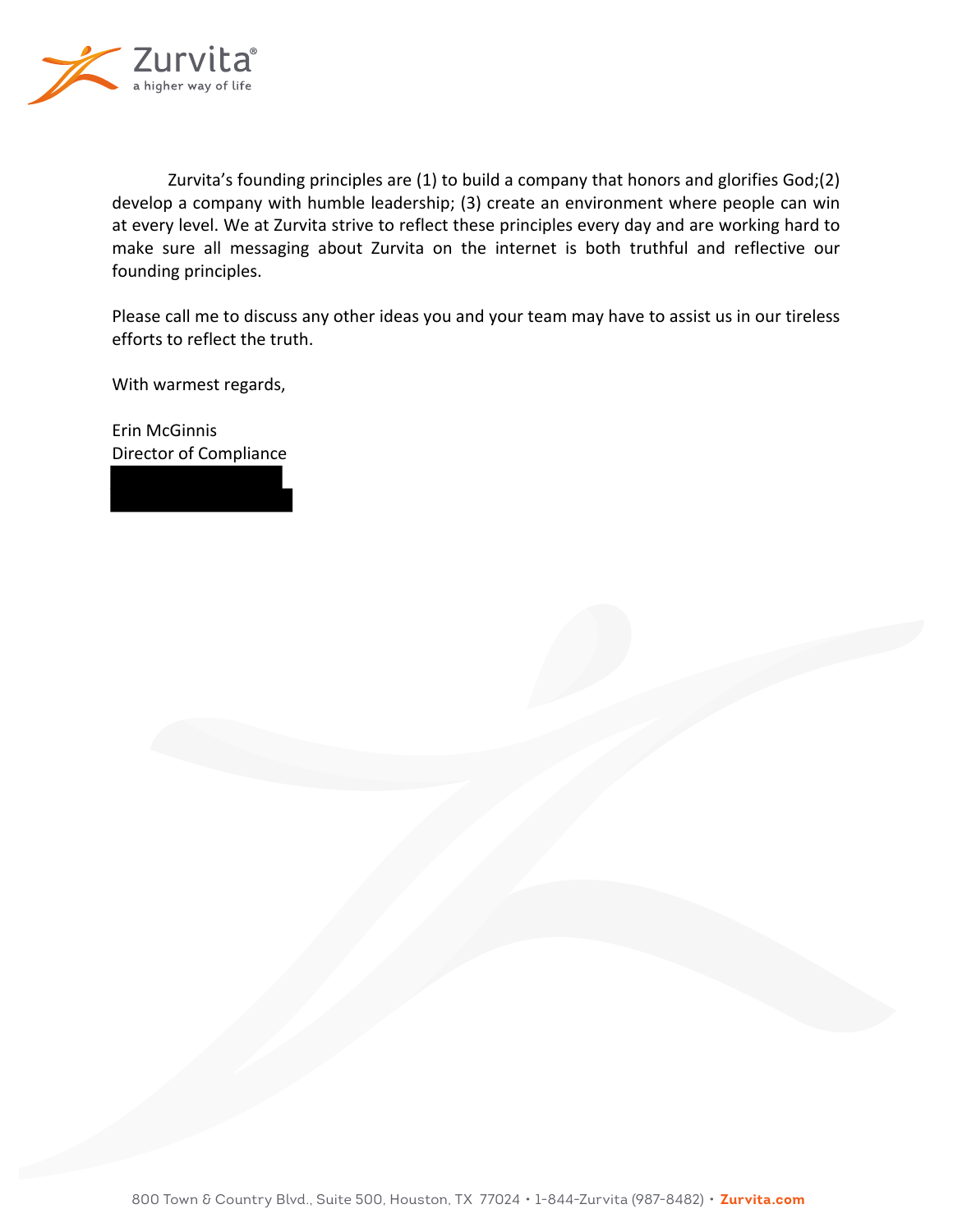Zurvita's founding principles are (1) to build a company that honors and glorifies God;(2) develop a company with humble leadership; (3) create an environment where people can win at every level. We at Zurvita strive to reflect these principles every day and are working hard to make sure all messaging about Zurvita on the internet is both truthful and reflective our founding principles.

Please call me to discuss any other ideas you and your team may have to assist us in our tireless efforts to reflect the truth.

With warmest regards,

Erin McGinnis
Director of Compliance

800 Town & Country Blvd., Suite 500, Houston, TX 77024 • 1-844-Zurvita (987-8482) • **Zurvita.com**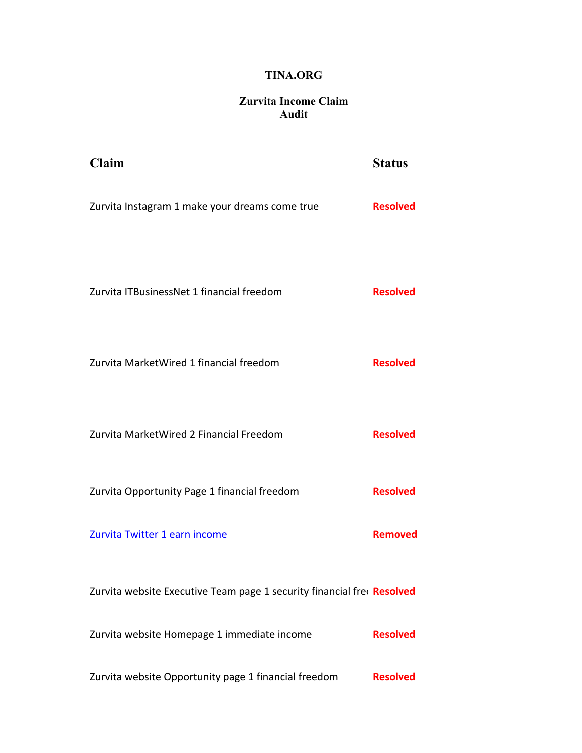**TINA.ORG**

**Zurvita Income Claim Audit**

| Claim | Status |
|---|---|
| Zurvita Instagram 1 make your dreams come true | **Resolved** |
| Zurvita ITBusinessNet 1 financial freedom | **Resolved** |
| Zurvita MarketWired 1 financial freedom | **Resolved** |
| Zurvita MarketWired 2 Financial Freedom | **Resolved** |
| Zurvita Opportunity Page 1 financial freedom | **Resolved** |
| Zurvita Twitter 1 earn income | **Removed** |
| Zurvita website Executive Team page 1 security financial free | **Resolved** |
| Zurvita website Homepage 1 immediate income | **Resolved** |
| Zurvita website Opportunity page 1 financial freedom | **Resolved** |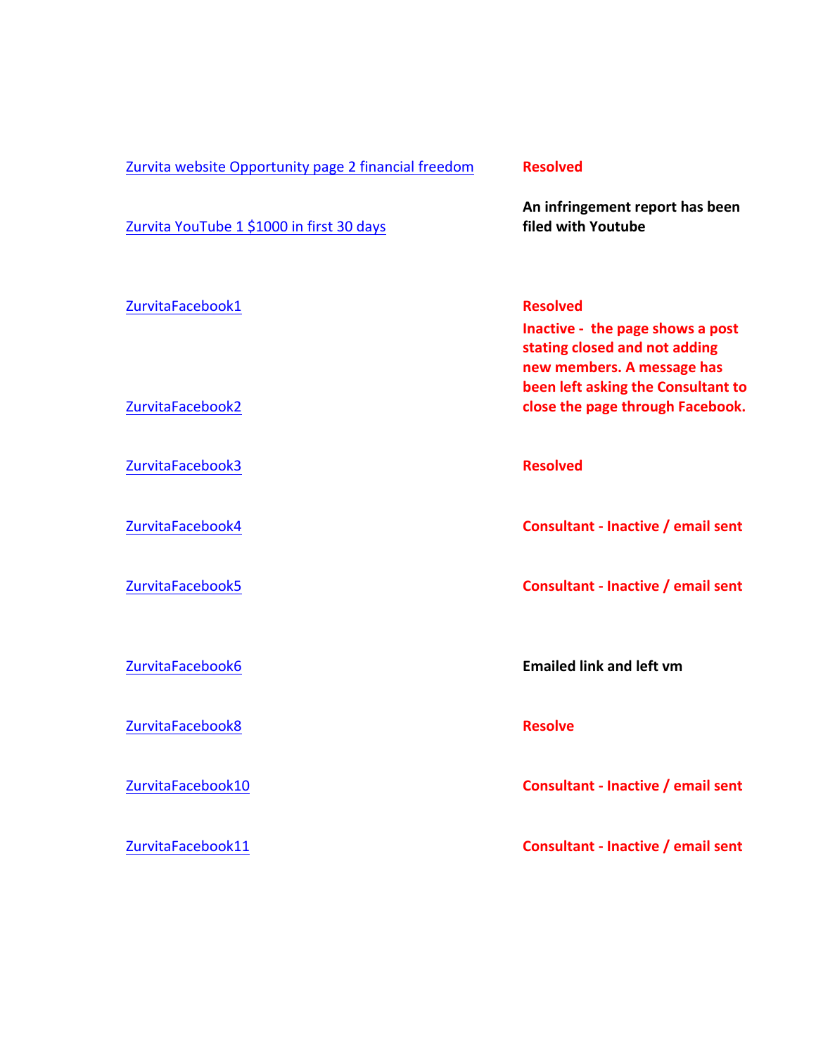| | |
|---|---|
| Zurvita website Opportunity page 2 financial freedom | **Resolved** |
| Zurvita YouTube 1 $1000 in first 30 days | **An infringement report has been filed with Youtube** |
| ZurvitaFacebook1 | **Resolved** |
| ZurvitaFacebook2 | **Inactive - the page shows a post stating closed and not adding new members. A message has been left asking the Consultant to close the page through Facebook.** |
| ZurvitaFacebook3 | **Resolved** |
| ZurvitaFacebook4 | **Consultant - Inactive / email sent** |
| ZurvitaFacebook5 | **Consultant - Inactive / email sent** |
| ZurvitaFacebook6 | **Emailed link and left vm** |
| ZurvitaFacebook8 | **Resolve** |
| ZurvitaFacebook10 | **Consultant - Inactive / email sent** |
| ZurvitaFacebook11 | **Consultant - Inactive / email sent** |